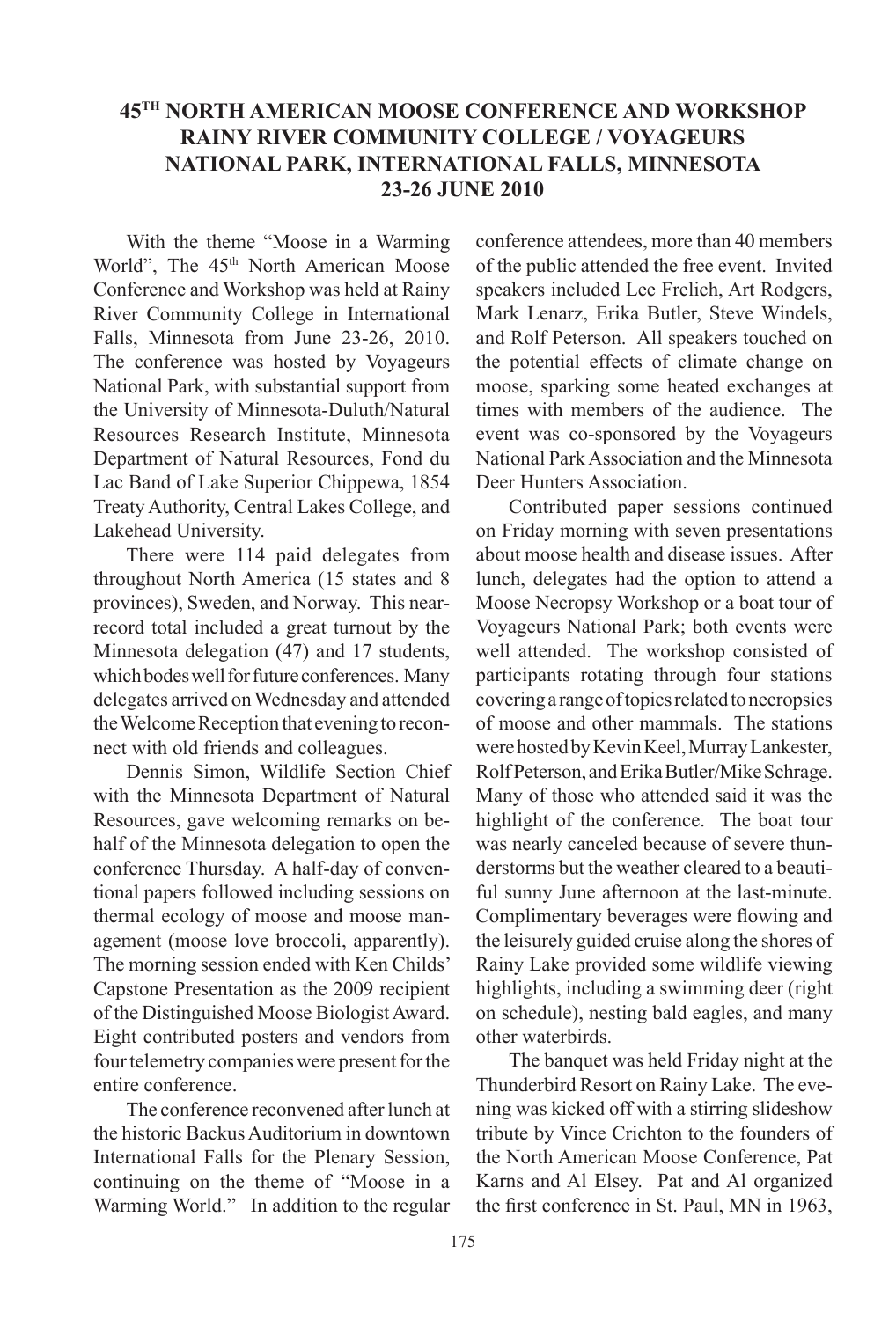## 45[TH] NORTH AMERICAN MOOSE CONFERENCE AND WORKSHOP RAINY RIVER COMMUNITY COLLEGE / VOYAGEURS NATIONAL PARK, INTERNATIONAL FALLS, MINNESOTA 23-26 JUNE 2010

With the theme "Moose in a Warming World", The 45[th] North American Moose Conference and Workshop was held at Rainy River Community College in International Falls, Minnesota from June 23-26, 2010. The conference was hosted by Voyageurs National Park, with substantial support from the University of Minnesota-Duluth/Natural Resources Research Institute, Minnesota Department of Natural Resources, Fond du Lac Band of Lake Superior Chippewa, 1854 Treaty Authority, Central Lakes College, and Lakehead University.

There were 114 paid delegates from throughout North America (15 states and 8 provinces), Sweden, and Norway. This near-record total included a great turnout by the Minnesota delegation (47) and 17 students, which bodes well for future conferences. Many delegates arrived on Wednesday and attended the Welcome Reception that evening to reconnect with old friends and colleagues.

Dennis Simon, Wildlife Section Chief with the Minnesota Department of Natural Resources, gave welcoming remarks on behalf of the Minnesota delegation to open the conference Thursday. A half-day of conventional papers followed including sessions on thermal ecology of moose and moose management (moose love broccoli, apparently). The morning session ended with Ken Childs' Capstone Presentation as the 2009 recipient of the Distinguished Moose Biologist Award. Eight contributed posters and vendors from four telemetry companies were present for the entire conference.

The conference reconvened after lunch at the historic Backus Auditorium in downtown International Falls for the Plenary Session, continuing on the theme of "Moose in a Warming World." In addition to the regular conference attendees, more than 40 members of the public attended the free event. Invited speakers included Lee Frelich, Art Rodgers, Mark Lenarz, Erika Butler, Steve Windels, and Rolf Peterson. All speakers touched on the potential effects of climate change on moose, sparking some heated exchanges at times with members of the audience. The event was co-sponsored by the Voyageurs National Park Association and the Minnesota Deer Hunters Association.

Contributed paper sessions continued on Friday morning with seven presentations about moose health and disease issues. After lunch, delegates had the option to attend a Moose Necropsy Workshop or a boat tour of Voyageurs National Park; both events were well attended. The workshop consisted of participants rotating through four stations covering a range of topics related to necropsies of moose and other mammals. The stations were hosted by Kevin Keel, Murray Lankester, Rolf Peterson, and Erika Butler/Mike Schrage. Many of those who attended said it was the highlight of the conference. The boat tour was nearly canceled because of severe thunderstorms but the weather cleared to a beautiful sunny June afternoon at the last-minute. Complimentary beverages were flowing and the leisurely guided cruise along the shores of Rainy Lake provided some wildlife viewing highlights, including a swimming deer (right on schedule), nesting bald eagles, and many other waterbirds.

The banquet was held Friday night at the Thunderbird Resort on Rainy Lake. The evening was kicked off with a stirring slideshow tribute by Vince Crichton to the founders of the North American Moose Conference, Pat Karns and Al Elsey. Pat and Al organized the first conference in St. Paul, MN in 1963,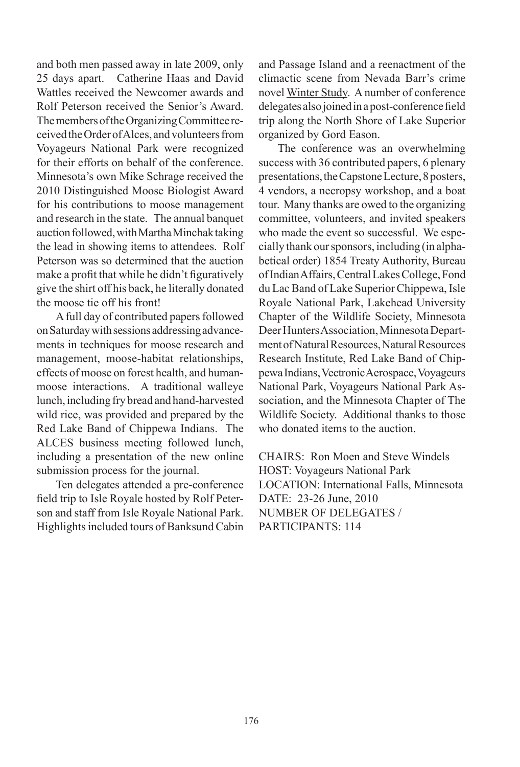and both men passed away in late 2009, only 25 days apart. Catherine Haas and David Wattles received the Newcomer awards and Rolf Peterson received the Senior's Award. The members of the Organizing Committee received the Order of Alces, and volunteers from Voyageurs National Park were recognized for their efforts on behalf of the conference. Minnesota's own Mike Schrage received the 2010 Distinguished Moose Biologist Award for his contributions to moose management and research in the state. The annual banquet auction followed, with Martha Minchak taking the lead in showing items to attendees. Rolf Peterson was so determined that the auction make a profit that while he didn't figuratively give the shirt off his back, he literally donated the moose tie off his front!

A full day of contributed papers followed on Saturday with sessions addressing advancements in techniques for moose research and management, moose-habitat relationships, effects of moose on forest health, and human-moose interactions. A traditional walleye lunch, including fry bread and hand-harvested wild rice, was provided and prepared by the Red Lake Band of Chippewa Indians. The ALCES business meeting followed lunch, including a presentation of the new online submission process for the journal.

Ten delegates attended a pre-conference field trip to Isle Royale hosted by Rolf Peterson and staff from Isle Royale National Park. Highlights included tours of Banksund Cabin and Passage Island and a reenactment of the climactic scene from Nevada Barr's crime novel Winter Study. A number of conference delegates also joined in a post-conference field trip along the North Shore of Lake Superior organized by Gord Eason.

The conference was an overwhelming success with 36 contributed papers, 6 plenary presentations, the Capstone Lecture, 8 posters, 4 vendors, a necropsy workshop, and a boat tour. Many thanks are owed to the organizing committee, volunteers, and invited speakers who made the event so successful. We especially thank our sponsors, including (in alphabetical order) 1854 Treaty Authority, Bureau of Indian Affairs, Central Lakes College, Fond du Lac Band of Lake Superior Chippewa, Isle Royale National Park, Lakehead University Chapter of the Wildlife Society, Minnesota Deer Hunters Association, Minnesota Department of Natural Resources, Natural Resources Research Institute, Red Lake Band of Chippewa Indians, Vectronic Aerospace, Voyageurs National Park, Voyageurs National Park Association, and the Minnesota Chapter of The Wildlife Society. Additional thanks to those who donated items to the auction.

CHAIRS: Ron Moen and Steve Windels  
HOST: Voyageurs National Park  
LOCATION: International Falls, Minnesota  
DATE: 23-26 June, 2010  
NUMBER OF DELEGATES / PARTICIPANTS: 114